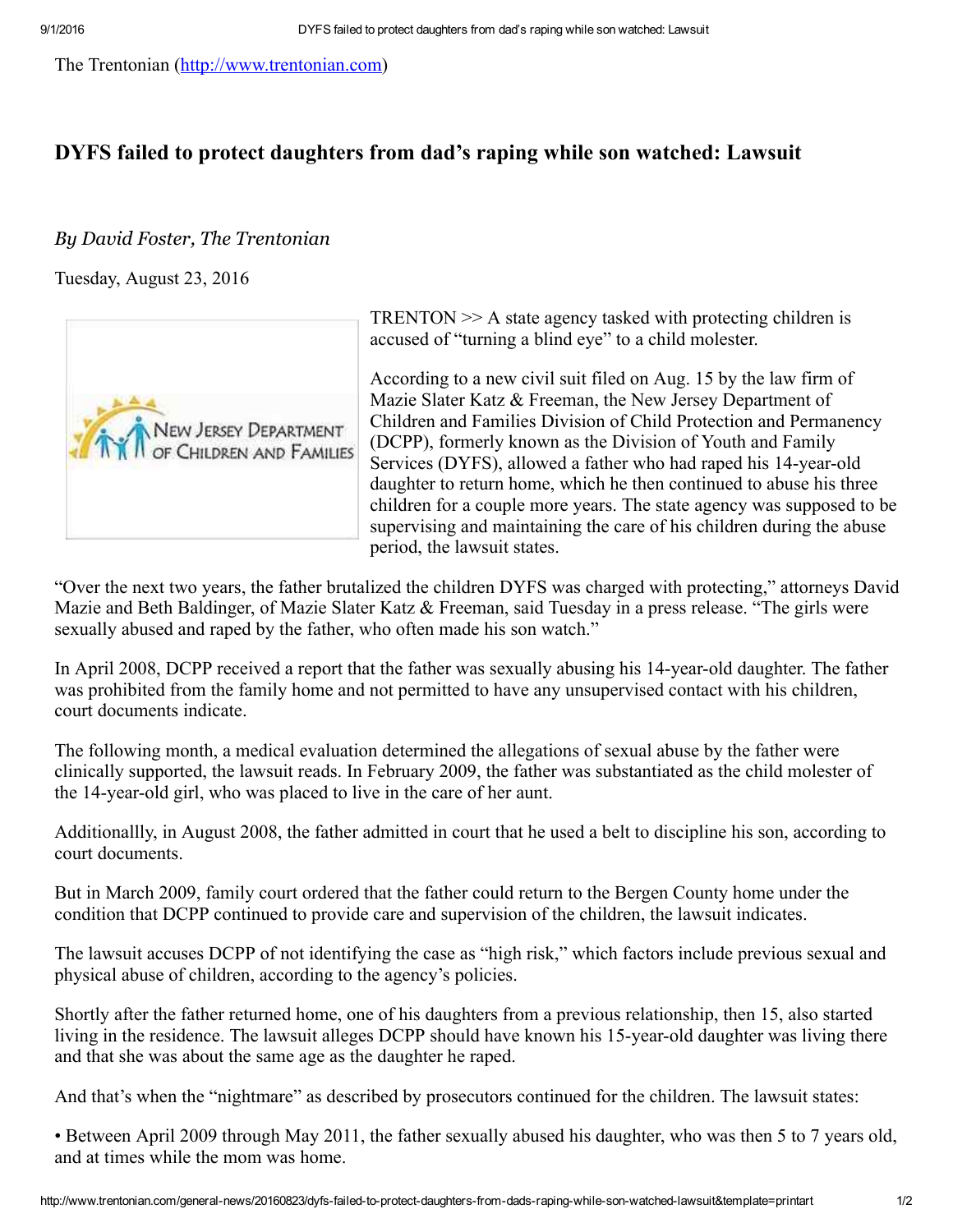The Trentonian (http://www.trentonian.com)

# DYFS failed to protect daughters from dad's raping while son watched: Lawsuit

*By David Foster, The Trentonian*

Tuesday, August 23, 2016

TRENTON >> A state agency tasked with protecting children is accused of "turning a blind eye" to a child molester.

According to a new civil suit filed on Aug. 15 by the law firm of Mazie Slater Katz & Freeman, the New Jersey Department of Children and Families Division of Child Protection and Permanency (DCPP), formerly known as the Division of Youth and Family Services (DYFS), allowed a father who had raped his 14-year-old daughter to return home, which he then continued to abuse his three children for a couple more years. The state agency was supposed to be supervising and maintaining the care of his children during the abuse period, the lawsuit states.

"Over the next two years, the father brutalized the children DYFS was charged with protecting," attorneys David Mazie and Beth Baldinger, of Mazie Slater Katz & Freeman, said Tuesday in a press release. "The girls were sexually abused and raped by the father, who often made his son watch."

In April 2008, DCPP received a report that the father was sexually abusing his 14-year-old daughter. The father was prohibited from the family home and not permitted to have any unsupervised contact with his children, court documents indicate.

The following month, a medical evaluation determined the allegations of sexual abuse by the father were clinically supported, the lawsuit reads. In February 2009, the father was substantiated as the child molester of the 14-year-old girl, who was placed to live in the care of her aunt.

Additionallly, in August 2008, the father admitted in court that he used a belt to discipline his son, according to court documents.

But in March 2009, family court ordered that the father could return to the Bergen County home under the condition that DCPP continued to provide care and supervision of the children, the lawsuit indicates.

The lawsuit accuses DCPP of not identifying the case as "high risk," which factors include previous sexual and physical abuse of children, according to the agency's policies.

Shortly after the father returned home, one of his daughters from a previous relationship, then 15, also started living in the residence. The lawsuit alleges DCPP should have known his 15-year-old daughter was living there and that she was about the same age as the daughter he raped.

And that's when the "nightmare" as described by prosecutors continued for the children. The lawsuit states:

• Between April 2009 through May 2011, the father sexually abused his daughter, who was then 5 to 7 years old, and at times while the mom was home.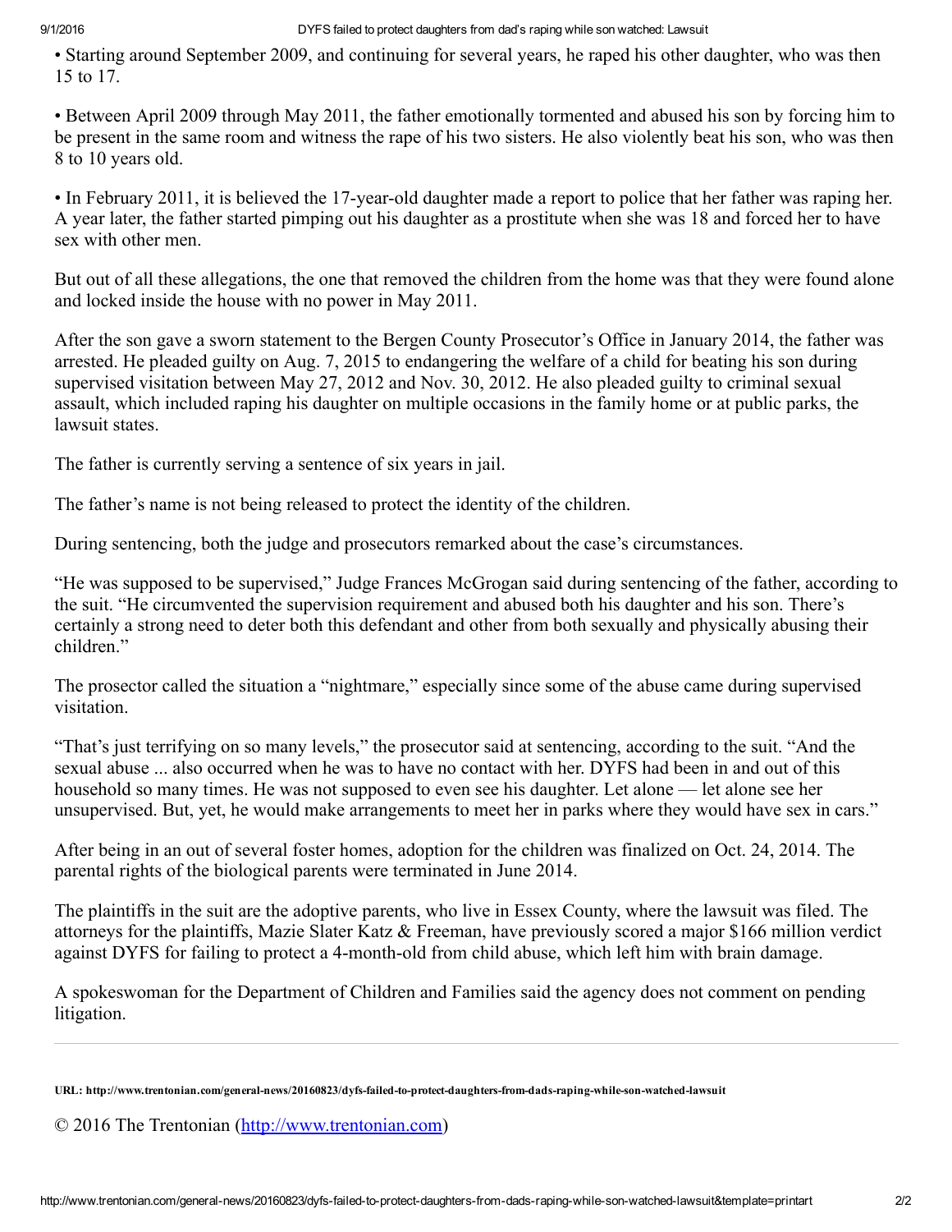- Starting around September 2009, and continuing for several years, he raped his other daughter, who was then 15 to 17.

- Between April 2009 through May 2011, the father emotionally tormented and abused his son by forcing him to be present in the same room and witness the rape of his two sisters. He also violently beat his son, who was then 8 to 10 years old.

- In February 2011, it is believed the 17-year-old daughter made a report to police that her father was raping her. A year later, the father started pimping out his daughter as a prostitute when she was 18 and forced her to have sex with other men.

But out of all these allegations, the one that removed the children from the home was that they were found alone and locked inside the house with no power in May 2011.

After the son gave a sworn statement to the Bergen County Prosecutor's Office in January 2014, the father was arrested. He pleaded guilty on Aug. 7, 2015 to endangering the welfare of a child for beating his son during supervised visitation between May 27, 2012 and Nov. 30, 2012. He also pleaded guilty to criminal sexual assault, which included raping his daughter on multiple occasions in the family home or at public parks, the lawsuit states.

The father is currently serving a sentence of six years in jail.

The father's name is not being released to protect the identity of the children.

During sentencing, both the judge and prosecutors remarked about the case's circumstances.

"He was supposed to be supervised," Judge Frances McGrogan said during sentencing of the father, according to the suit. "He circumvented the supervision requirement and abused both his daughter and his son. There's certainly a strong need to deter both this defendant and other from both sexually and physically abusing their children."

The prosector called the situation a "nightmare," especially since some of the abuse came during supervised visitation.

"That's just terrifying on so many levels," the prosecutor said at sentencing, according to the suit. "And the sexual abuse ... also occurred when he was to have no contact with her. DYFS had been in and out of this household so many times. He was not supposed to even see his daughter. Let alone — let alone see her unsupervised. But, yet, he would make arrangements to meet her in parks where they would have sex in cars."

After being in an out of several foster homes, adoption for the children was finalized on Oct. 24, 2014. The parental rights of the biological parents were terminated in June 2014.

The plaintiffs in the suit are the adoptive parents, who live in Essex County, where the lawsuit was filed. The attorneys for the plaintiffs, Mazie Slater Katz & Freeman, have previously scored a major $166 million verdict against DYFS for failing to protect a 4-month-old from child abuse, which left him with brain damage.

A spokeswoman for the Department of Children and Families said the agency does not comment on pending litigation.

---

**URL: http://www.trentonian.com/general-news/20160823/dyfs-failed-to-protect-daughters-from-dads-raping-while-son-watched-lawsuit**

© 2016 The Trentonian (http://www.trentonian.com)